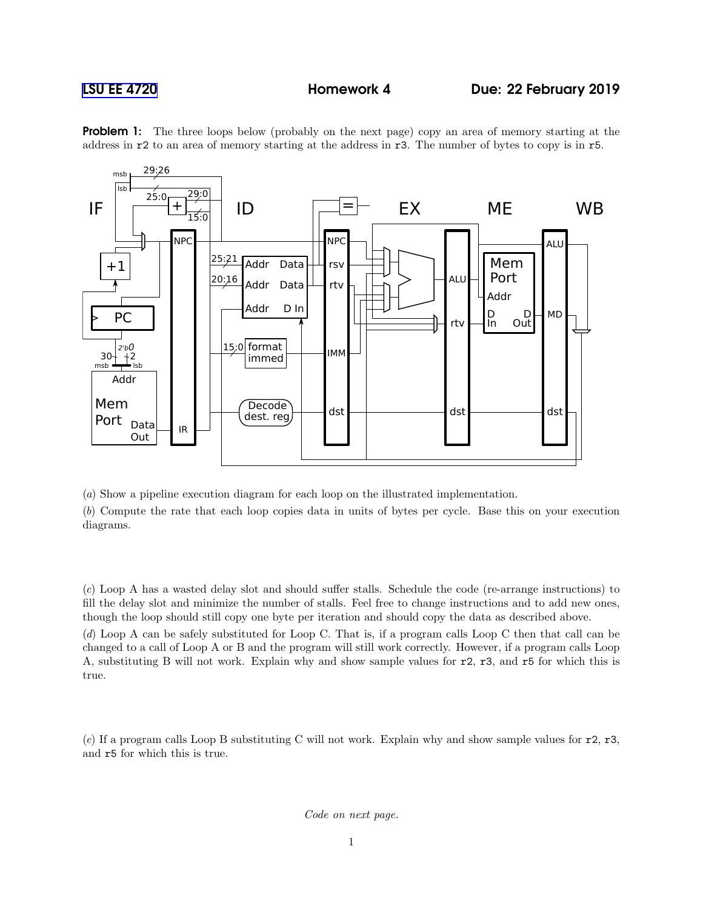**LSU EE 4720** **Homework 4** **Due: 22 February 2019**

**Problem 1:** The three loops below (probably on the next page) copy an area of memory starting at the address in r2 to an area of memory starting at the address in r3. The number of bytes to copy is in r5.

(*a*) Show a pipeline execution diagram for each loop on the illustrated implementation.

(*b*) Compute the rate that each loop copies data in units of bytes per cycle. Base this on your execution diagrams.

(*c*) Loop A has a wasted delay slot and should suffer stalls. Schedule the code (re-arrange instructions) to fill the delay slot and minimize the number of stalls. Feel free to change instructions and to add new ones, though the loop should still copy one byte per iteration and should copy the data as described above.

(*d*) Loop A can be safely substituted for Loop C. That is, if a program calls Loop C then that call can be changed to a call of Loop A or B and the program will still work correctly. However, if a program calls Loop A, substituting B will not work. Explain why and show sample values for r2, r3, and r5 for which this is true.

(*e*) If a program calls Loop B substituting C will not work. Explain why and show sample values for r2, r3, and r5 for which this is true.

*Code on next page.*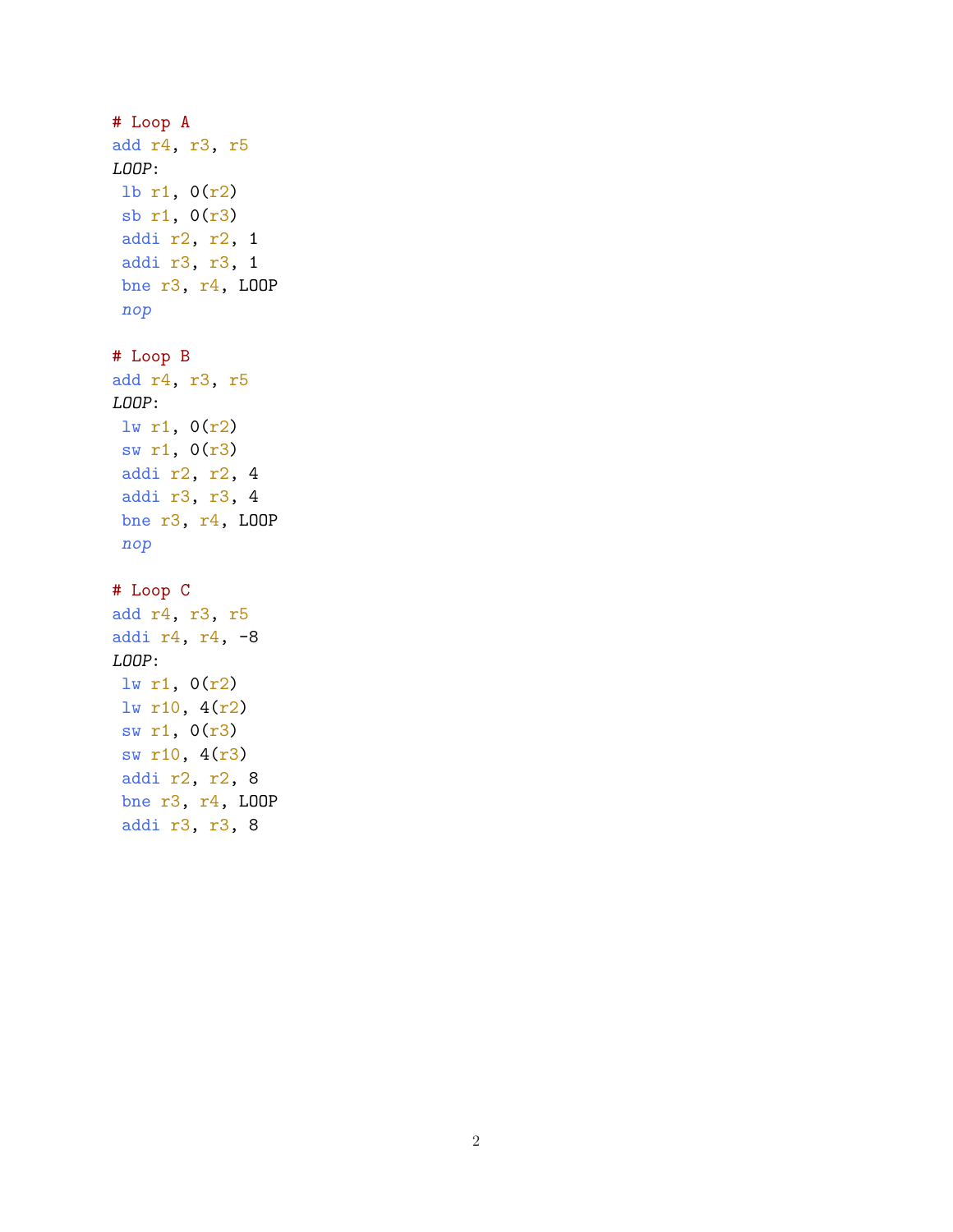```
# Loop A
add r4, r3, r5
LOOP:
 lb r1, 0(r2)
 sb r1, 0(r3)
 addi r2, r2, 1
 addi r3, r3, 1
 bne r3, r4, LOOP
 nop

# Loop B
add r4, r3, r5
LOOP:
 lw r1, 0(r2)
 sw r1, 0(r3)
 addi r2, r2, 4
 addi r3, r3, 4
 bne r3, r4, LOOP
 nop

# Loop C
add r4, r3, r5
addi r4, r4, -8
LOOP:
 lw r1, 0(r2)
 lw r10, 4(r2)
 sw r1, 0(r3)
 sw r10, 4(r3)
 addi r2, r2, 8
 bne r3, r4, LOOP
 addi r3, r3, 8
```